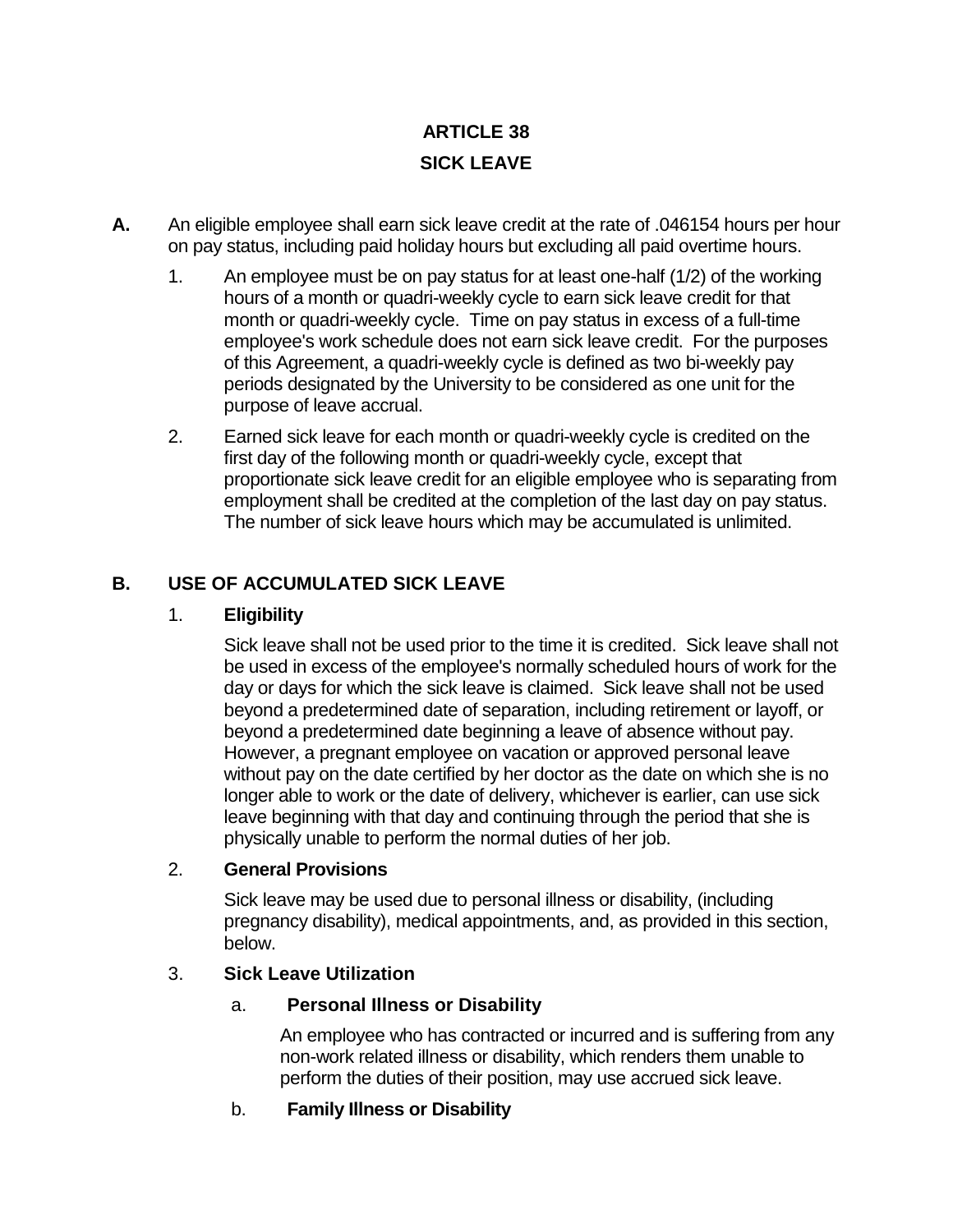# ARTICLE 38

# SICK LEAVE

**A.** An eligible employee shall earn sick leave credit at the rate of .046154 hours per hour on pay status, including paid holiday hours but excluding all paid overtime hours.

1. An employee must be on pay status for at least one-half (1/2) of the working hours of a month or quadri-weekly cycle to earn sick leave credit for that month or quadri-weekly cycle. Time on pay status in excess of a full-time employee's work schedule does not earn sick leave credit. For the purposes of this Agreement, a quadri-weekly cycle is defined as two bi-weekly pay periods designated by the University to be considered as one unit for the purpose of leave accrual.

2. Earned sick leave for each month or quadri-weekly cycle is credited on the first day of the following month or quadri-weekly cycle, except that proportionate sick leave credit for an eligible employee who is separating from employment shall be credited at the completion of the last day on pay status. The number of sick leave hours which may be accumulated is unlimited.

## B. USE OF ACCUMULATED SICK LEAVE

### 1. Eligibility

Sick leave shall not be used prior to the time it is credited. Sick leave shall not be used in excess of the employee's normally scheduled hours of work for the day or days for which the sick leave is claimed. Sick leave shall not be used beyond a predetermined date of separation, including retirement or layoff, or beyond a predetermined date beginning a leave of absence without pay. However, a pregnant employee on vacation or approved personal leave without pay on the date certified by her doctor as the date on which she is no longer able to work or the date of delivery, whichever is earlier, can use sick leave beginning with that day and continuing through the period that she is physically unable to perform the normal duties of her job.

### 2. General Provisions

Sick leave may be used due to personal illness or disability, (including pregnancy disability), medical appointments, and, as provided in this section, below.

### 3. Sick Leave Utilization

#### a. Personal Illness or Disability

An employee who has contracted or incurred and is suffering from any non-work related illness or disability, which renders them unable to perform the duties of their position, may use accrued sick leave.

#### b. Family Illness or Disability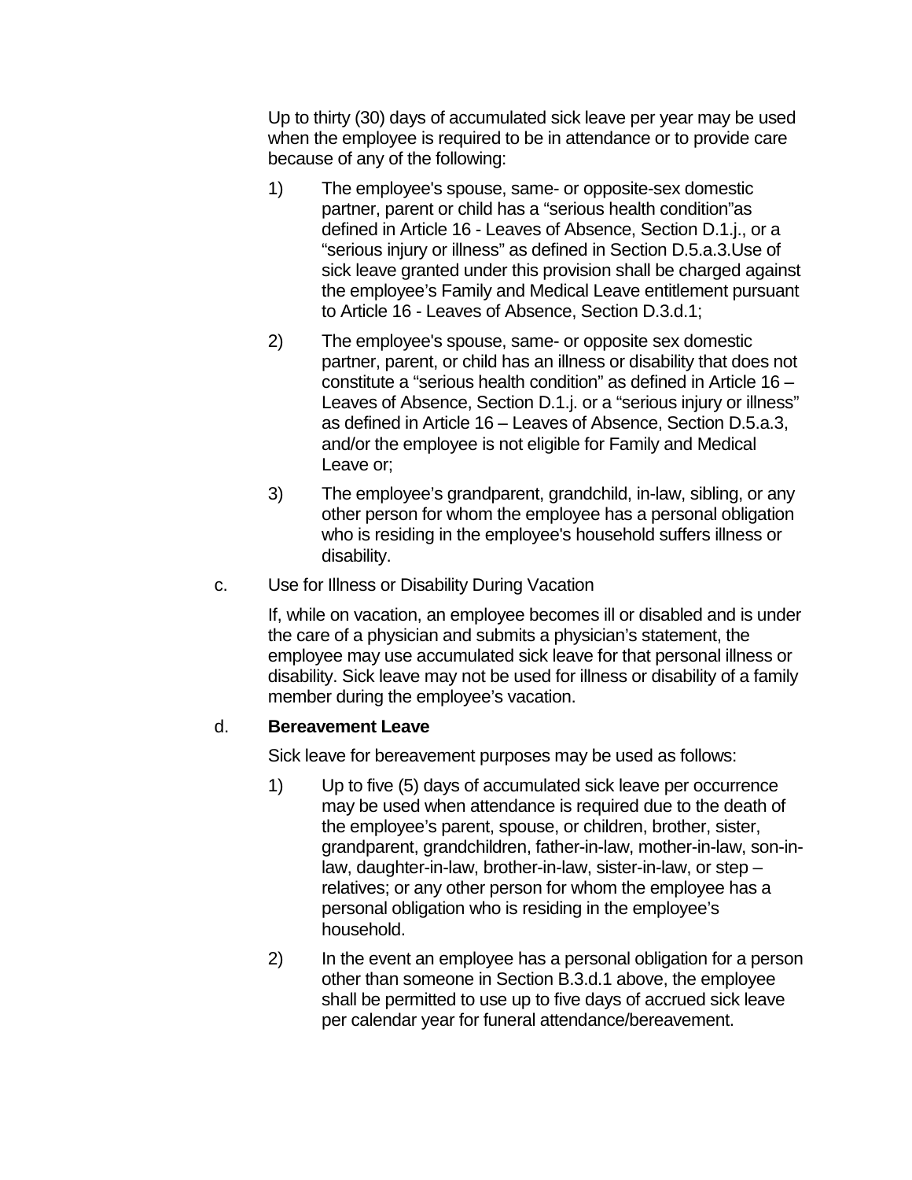Up to thirty (30) days of accumulated sick leave per year may be used when the employee is required to be in attendance or to provide care because of any of the following:

1) The employee's spouse, same- or opposite-sex domestic partner, parent or child has a "serious health condition"as defined in Article 16 - Leaves of Absence, Section D.1.j., or a "serious injury or illness" as defined in Section D.5.a.3.Use of sick leave granted under this provision shall be charged against the employee's Family and Medical Leave entitlement pursuant to Article 16 - Leaves of Absence, Section D.3.d.1;

2) The employee's spouse, same- or opposite sex domestic partner, parent, or child has an illness or disability that does not constitute a "serious health condition" as defined in Article 16 – Leaves of Absence, Section D.1.j. or a "serious injury or illness" as defined in Article 16 – Leaves of Absence, Section D.5.a.3, and/or the employee is not eligible for Family and Medical Leave or;

3) The employee's grandparent, grandchild, in-law, sibling, or any other person for whom the employee has a personal obligation who is residing in the employee's household suffers illness or disability.

c. Use for Illness or Disability During Vacation

If, while on vacation, an employee becomes ill or disabled and is under the care of a physician and submits a physician's statement, the employee may use accumulated sick leave for that personal illness or disability. Sick leave may not be used for illness or disability of a family member during the employee's vacation.

d. **Bereavement Leave**

Sick leave for bereavement purposes may be used as follows:

1) Up to five (5) days of accumulated sick leave per occurrence may be used when attendance is required due to the death of the employee's parent, spouse, or children, brother, sister, grandparent, grandchildren, father-in-law, mother-in-law, son-in-law, daughter-in-law, brother-in-law, sister-in-law, or step – relatives; or any other person for whom the employee has a personal obligation who is residing in the employee's household.

2) In the event an employee has a personal obligation for a person other than someone in Section B.3.d.1 above, the employee shall be permitted to use up to five days of accrued sick leave per calendar year for funeral attendance/bereavement.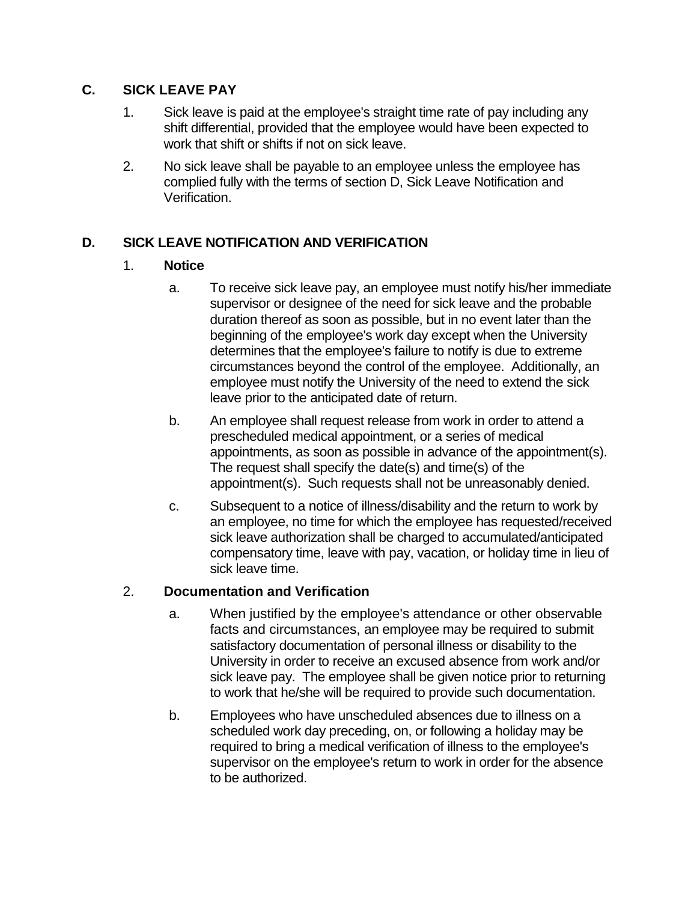## C. SICK LEAVE PAY

1. Sick leave is paid at the employee's straight time rate of pay including any shift differential, provided that the employee would have been expected to work that shift or shifts if not on sick leave.
2. No sick leave shall be payable to an employee unless the employee has complied fully with the terms of section D, Sick Leave Notification and Verification.

## D. SICK LEAVE NOTIFICATION AND VERIFICATION

1. **Notice**

   a. To receive sick leave pay, an employee must notify his/her immediate supervisor or designee of the need for sick leave and the probable duration thereof as soon as possible, but in no event later than the beginning of the employee's work day except when the University determines that the employee's failure to notify is due to extreme circumstances beyond the control of the employee. Additionally, an employee must notify the University of the need to extend the sick leave prior to the anticipated date of return.

   b. An employee shall request release from work in order to attend a prescheduled medical appointment, or a series of medical appointments, as soon as possible in advance of the appointment(s). The request shall specify the date(s) and time(s) of the appointment(s). Such requests shall not be unreasonably denied.

   c. Subsequent to a notice of illness/disability and the return to work by an employee, no time for which the employee has requested/received sick leave authorization shall be charged to accumulated/anticipated compensatory time, leave with pay, vacation, or holiday time in lieu of sick leave time.

2. **Documentation and Verification**

   a. When justified by the employee's attendance or other observable facts and circumstances, an employee may be required to submit satisfactory documentation of personal illness or disability to the University in order to receive an excused absence from work and/or sick leave pay. The employee shall be given notice prior to returning to work that he/she will be required to provide such documentation.

   b. Employees who have unscheduled absences due to illness on a scheduled work day preceding, on, or following a holiday may be required to bring a medical verification of illness to the employee's supervisor on the employee's return to work in order for the absence to be authorized.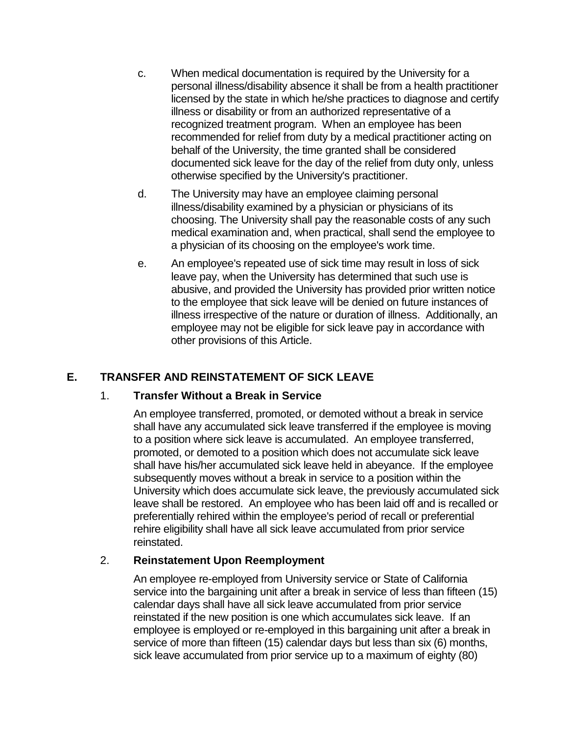c. When medical documentation is required by the University for a personal illness/disability absence it shall be from a health practitioner licensed by the state in which he/she practices to diagnose and certify illness or disability or from an authorized representative of a recognized treatment program. When an employee has been recommended for relief from duty by a medical practitioner acting on behalf of the University, the time granted shall be considered documented sick leave for the day of the relief from duty only, unless otherwise specified by the University's practitioner.

d. The University may have an employee claiming personal illness/disability examined by a physician or physicians of its choosing. The University shall pay the reasonable costs of any such medical examination and, when practical, shall send the employee to a physician of its choosing on the employee's work time.

e. An employee's repeated use of sick time may result in loss of sick leave pay, when the University has determined that such use is abusive, and provided the University has provided prior written notice to the employee that sick leave will be denied on future instances of illness irrespective of the nature or duration of illness. Additionally, an employee may not be eligible for sick leave pay in accordance with other provisions of this Article.

## E. TRANSFER AND REINSTATEMENT OF SICK LEAVE

### 1. Transfer Without a Break in Service

An employee transferred, promoted, or demoted without a break in service shall have any accumulated sick leave transferred if the employee is moving to a position where sick leave is accumulated. An employee transferred, promoted, or demoted to a position which does not accumulate sick leave shall have his/her accumulated sick leave held in abeyance. If the employee subsequently moves without a break in service to a position within the University which does accumulate sick leave, the previously accumulated sick leave shall be restored. An employee who has been laid off and is recalled or preferentially rehired within the employee's period of recall or preferential rehire eligibility shall have all sick leave accumulated from prior service reinstated.

### 2. Reinstatement Upon Reemployment

An employee re-employed from University service or State of California service into the bargaining unit after a break in service of less than fifteen (15) calendar days shall have all sick leave accumulated from prior service reinstated if the new position is one which accumulates sick leave. If an employee is employed or re-employed in this bargaining unit after a break in service of more than fifteen (15) calendar days but less than six (6) months, sick leave accumulated from prior service up to a maximum of eighty (80)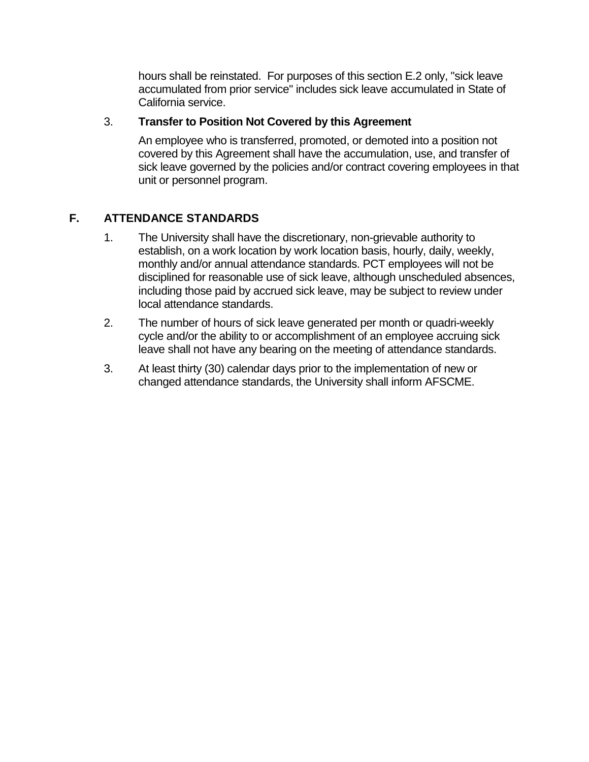hours shall be reinstated. For purposes of this section E.2 only, "sick leave accumulated from prior service" includes sick leave accumulated in State of California service.

3. **Transfer to Position Not Covered by this Agreement**

   An employee who is transferred, promoted, or demoted into a position not covered by this Agreement shall have the accumulation, use, and transfer of sick leave governed by the policies and/or contract covering employees in that unit or personnel program.

## F. ATTENDANCE STANDARDS

1. The University shall have the discretionary, non-grievable authority to establish, on a work location by work location basis, hourly, daily, weekly, monthly and/or annual attendance standards. PCT employees will not be disciplined for reasonable use of sick leave, although unscheduled absences, including those paid by accrued sick leave, may be subject to review under local attendance standards.
2. The number of hours of sick leave generated per month or quadri-weekly cycle and/or the ability to or accomplishment of an employee accruing sick leave shall not have any bearing on the meeting of attendance standards.
3. At least thirty (30) calendar days prior to the implementation of new or changed attendance standards, the University shall inform AFSCME.